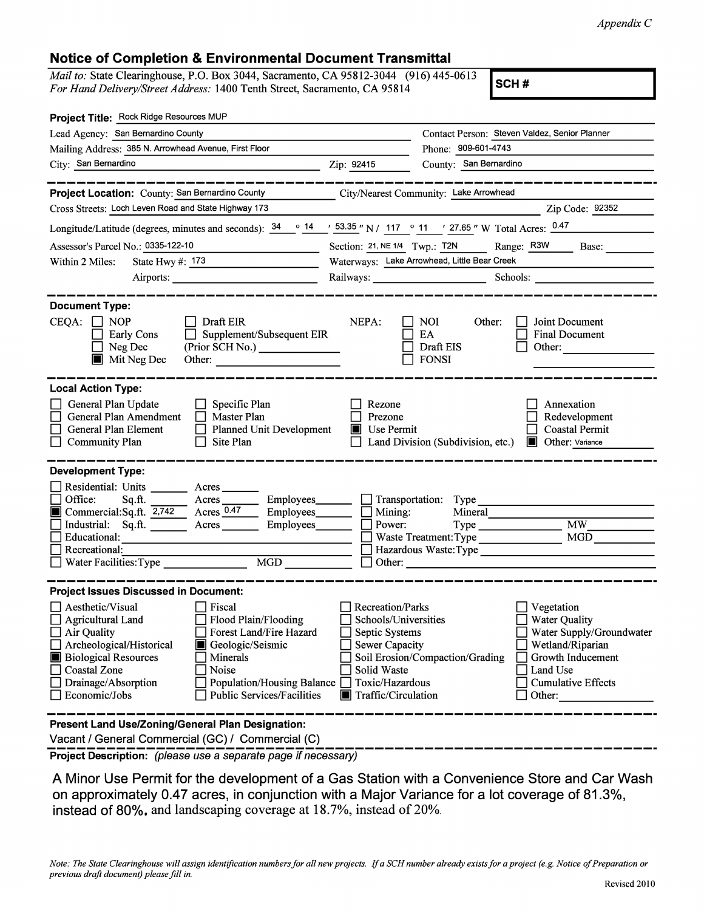*Appendix C*

## Notice of Completion & Environmental Document Transmittal

*Mail to:* State Clearinghouse, P.O. Box 3044, Sacramento, CA 95812-3044 (916) 445-0613
*For Hand Delivery/Street Address:* 1400 Tenth Street, Sacramento, CA 95814

**SCH #**

**Project Title:** Rock Ridge Resources MUP

Lead Agency: San Bernardino County
Contact Person: Steven Valdez, Senior Planner
Mailing Address: 385 N. Arrowhead Avenue, First Floor
Phone: 909-601-4743
City: San Bernardino
Zip: 92415
County: San Bernardino

**Project Location:** County: San Bernardino County
City/Nearest Community: Lake Arrowhead
Cross Streets: Loch Leven Road and State Highway 173
Zip Code: 92352

Longitude/Latitude (degrees, minutes and seconds): 34 ° 14 ′ 53.35 ″ N / 117 ° 11 ′ 27.65 ″ W Total Acres: 0.47

Assessor's Parcel No.: 0335-122-10
Section: 21, NE 1/4 Twp.: T2N Range: R3W Base:

Within 2 Miles: State Hwy #: 173
Waterways: Lake Arrowhead, Little Bear Creek
Airports:
Railways:
Schools:

**Document Type:**

CEQA:
- ☐ NOP
- ☐ Early Cons
- ☐ Neg Dec
- ☒ Mit Neg Dec
- ☐ Draft EIR
- ☐ Supplement/Subsequent EIR (Prior SCH No.)
- Other:

NEPA:
- ☐ NOI
- ☐ EA
- ☐ Draft EIS
- ☐ FONSI

Other:
- ☐ Joint Document
- ☐ Final Document
- ☐ Other:

**Local Action Type:**

- ☐ General Plan Update
- ☐ General Plan Amendment
- ☐ General Plan Element
- ☐ Community Plan
- ☐ Specific Plan
- ☐ Master Plan
- ☐ Planned Unit Development
- ☐ Site Plan
- ☐ Rezone
- ☐ Prezone
- ☒ Use Permit
- ☐ Land Division (Subdivision, etc.)
- ☐ Annexation
- ☐ Redevelopment
- ☐ Coastal Permit
- ☒ Other: Variance

**Development Type:**

- ☐ Residential: Units \_\_\_ Acres \_\_\_
- ☐ Office: Sq.ft. \_\_\_ Acres \_\_\_ Employees \_\_\_
- ☒ Commercial: Sq.ft. 2,742 Acres 0.47 Employees \_\_\_
- ☐ Industrial: Sq.ft. \_\_\_ Acres \_\_\_ Employees \_\_\_
- ☐ Educational:
- ☐ Recreational:
- ☐ Water Facilities: Type \_\_\_ MGD \_\_\_
- ☐ Transportation: Type
- ☐ Mining: Mineral
- ☐ Power: Type \_\_\_ MW
- ☐ Waste Treatment: Type \_\_\_ MGD
- ☐ Hazardous Waste: Type
- ☐ Other:

**Project Issues Discussed in Document:**

- ☐ Aesthetic/Visual
- ☐ Agricultural Land
- ☐ Air Quality
- ☐ Archeological/Historical
- ☒ Biological Resources
- ☐ Coastal Zone
- ☐ Drainage/Absorption
- ☐ Economic/Jobs
- ☐ Fiscal
- ☐ Flood Plain/Flooding
- ☐ Forest Land/Fire Hazard
- ☒ Geologic/Seismic
- ☐ Minerals
- ☐ Noise
- ☐ Population/Housing Balance
- ☐ Public Services/Facilities
- ☐ Recreation/Parks
- ☐ Schools/Universities
- ☐ Septic Systems
- ☐ Sewer Capacity
- ☐ Soil Erosion/Compaction/Grading
- ☐ Solid Waste
- ☐ Toxic/Hazardous
- ☒ Traffic/Circulation
- ☐ Vegetation
- ☐ Water Quality
- ☐ Water Supply/Groundwater
- ☐ Wetland/Riparian
- ☐ Growth Inducement
- ☐ Land Use
- ☐ Cumulative Effects
- ☐ Other:

**Present Land Use/Zoning/General Plan Designation:**

Vacant / General Commercial (GC) / Commercial (C)

**Project Description:** *(please use a separate page if necessary)*

A Minor Use Permit for the development of a Gas Station with a Convenience Store and Car Wash on approximately 0.47 acres, in conjunction with a Major Variance for a lot coverage of 81.3%, instead of 80%, and landscaping coverage at 18.7%, instead of 20%.

*Note: The State Clearinghouse will assign identification numbers for all new projects. If a SCH number already exists for a project (e.g. Notice of Preparation or previous draft document) please fill in.*

Revised 2010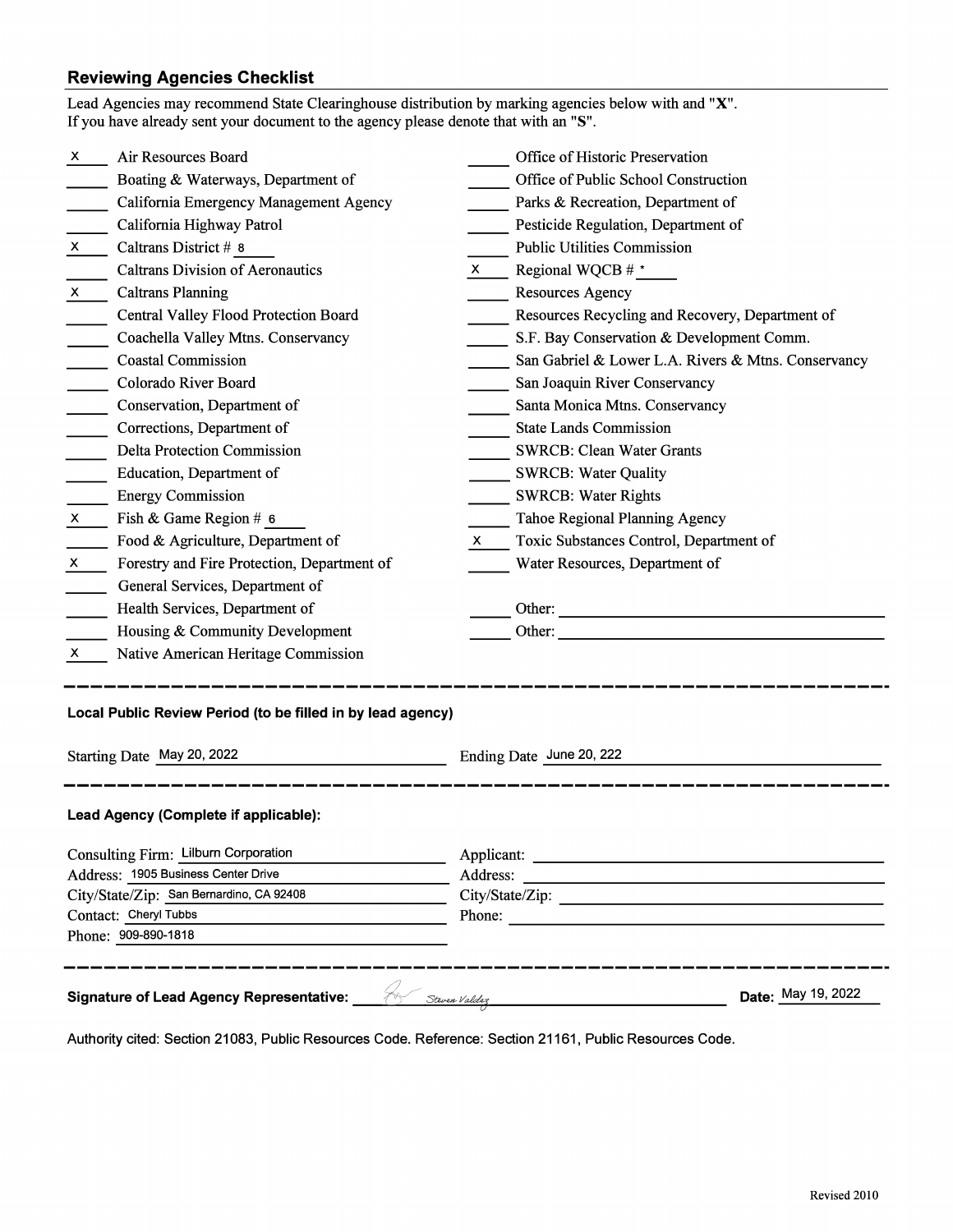## Reviewing Agencies Checklist

Lead Agencies may recommend State Clearinghouse distribution by marking agencies below with and "**X**".
If you have already sent your document to the agency please denote that with an "**S**".

- X Air Resources Board
- ___ Boating & Waterways, Department of
- ___ California Emergency Management Agency
- ___ California Highway Patrol
- X Caltrans District # 8
- ___ Caltrans Division of Aeronautics
- X Caltrans Planning
- ___ Central Valley Flood Protection Board
- ___ Coachella Valley Mtns. Conservancy
- ___ Coastal Commission
- ___ Colorado River Board
- ___ Conservation, Department of
- ___ Corrections, Department of
- ___ Delta Protection Commission
- ___ Education, Department of
- ___ Energy Commission
- X Fish & Game Region # 6
- ___ Food & Agriculture, Department of
- X Forestry and Fire Protection, Department of
- ___ General Services, Department of
- ___ Health Services, Department of
- ___ Housing & Community Development
- X Native American Heritage Commission
- ___ Office of Historic Preservation
- ___ Office of Public School Construction
- ___ Parks & Recreation, Department of
- ___ Pesticide Regulation, Department of
- ___ Public Utilities Commission
- X Regional WQCB # *
- ___ Resources Agency
- ___ Resources Recycling and Recovery, Department of
- ___ S.F. Bay Conservation & Development Comm.
- ___ San Gabriel & Lower L.A. Rivers & Mtns. Conservancy
- ___ San Joaquin River Conservancy
- ___ Santa Monica Mtns. Conservancy
- ___ State Lands Commission
- ___ SWRCB: Clean Water Grants
- ___ SWRCB: Water Quality
- ___ SWRCB: Water Rights
- ___ Tahoe Regional Planning Agency
- X Toxic Substances Control, Department of
- ___ Water Resources, Department of
- ___ Other: ___
- ___ Other: ___

---

**Local Public Review Period (to be filled in by lead agency)**

Starting Date May 20, 2022 Ending Date June 20, 222

---

**Lead Agency (Complete if applicable):**

| | |
|---|---|
| Consulting Firm: Lilburn Corporation | Applicant: |
| Address: 1905 Business Center Drive | Address: |
| City/State/Zip: San Bernardino, CA 92408 | City/State/Zip: |
| Contact: Cheryl Tubbs | Phone: |
| Phone: 909-890-1818 | |

---

**Signature of Lead Agency Representative:** Steven Valdez **Date:** May 19, 2022

Authority cited: Section 21083, Public Resources Code. Reference: Section 21161, Public Resources Code.

Revised 2010